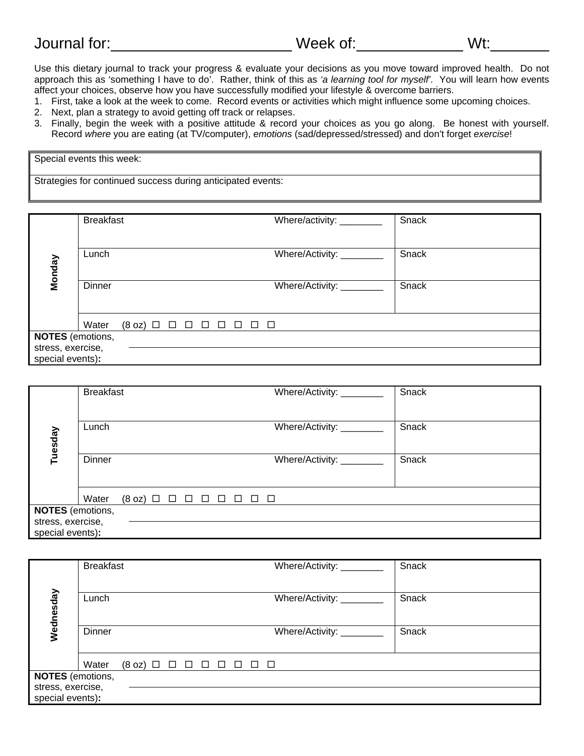Journal for:______________________ Week of:_____________ Wt:_______

Use this dietary journal to track your progress & evaluate your decisions as you move toward improved health. Do not approach this as 'something I have to do'. Rather, think of this as *'a learning tool for myself'*. You will learn how events affect your choices, observe how you have successfully modified your lifestyle & overcome barriers.

1. First, take a look at the week to come. Record events or activities which might influence some upcoming choices.
2. Next, plan a strategy to avoid getting off track or relapses.
3. Finally, begin the week with a positive attitude & record your choices as you go along. Be honest with yourself. Record *where* you are eating (at TV/computer), *emotions* (sad/depressed/stressed) and don't forget *exercise*!

| Special events this week: |
|---|
| Strategies for continued success during anticipated events: |

| **Monday** | | |
|---|---|---|
| | Breakfast — Where/activity: ________ | Snack |
| | Lunch — Where/Activity: ________ | Snack |
| | Dinner — Where/Activity: ________ | Snack |
| | Water (8 oz) ☐ ☐ ☐ ☐ ☐ ☐ ☐ ☐ | |
| **NOTES** (emotions, stress, exercise, special events)**:** | | |

| **Tuesday** | | |
|---|---|---|
| | Breakfast — Where/Activity: ________ | Snack |
| | Lunch — Where/Activity: ________ | Snack |
| | Dinner — Where/Activity: ________ | Snack |
| | Water (8 oz) ☐ ☐ ☐ ☐ ☐ ☐ ☐ ☐ | |
| **NOTES** (emotions, stress, exercise, special events)**:** | | |

| **Wednesday** | | |
|---|---|---|
| | Breakfast — Where/Activity: ________ | Snack |
| | Lunch — Where/Activity: ________ | Snack |
| | Dinner — Where/Activity: ________ | Snack |
| | Water (8 oz) ☐ ☐ ☐ ☐ ☐ ☐ ☐ ☐ | |
| **NOTES** (emotions, stress, exercise, special events)**:** | | |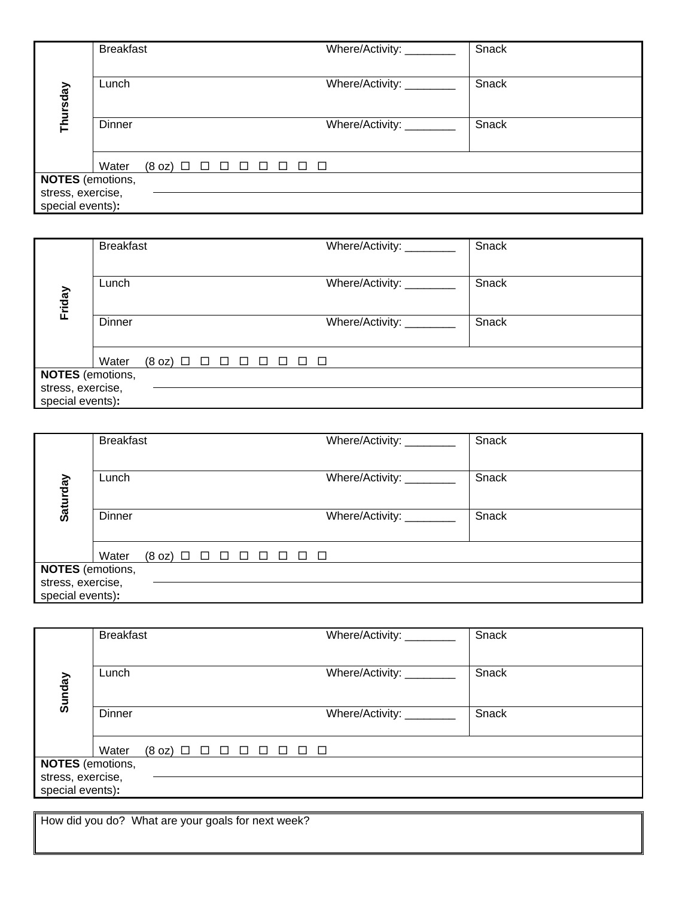| Thursday | | | |
| --- | --- | --- | --- |
| | Breakfast | Where/Activity: ________ | Snack |
| | Lunch | Where/Activity: ________ | Snack |
| | Dinner | Where/Activity: ________ | Snack |
| | Water (8 oz) ☐ ☐ ☐ ☐ ☐ ☐ ☐ ☐ | | |
| **NOTES** (emotions, stress, exercise, special events)**:** | | | |

| Friday | | | |
| --- | --- | --- | --- |
| | Breakfast | Where/Activity: ________ | Snack |
| | Lunch | Where/Activity: ________ | Snack |
| | Dinner | Where/Activity: ________ | Snack |
| | Water (8 oz) ☐ ☐ ☐ ☐ ☐ ☐ ☐ ☐ | | |
| **NOTES** (emotions, stress, exercise, special events)**:** | | | |

| Saturday | | | |
| --- | --- | --- | --- |
| | Breakfast | Where/Activity: ________ | Snack |
| | Lunch | Where/Activity: ________ | Snack |
| | Dinner | Where/Activity: ________ | Snack |
| | Water (8 oz) ☐ ☐ ☐ ☐ ☐ ☐ ☐ ☐ | | |
| **NOTES** (emotions, stress, exercise, special events)**:** | | | |

| Sunday | | | |
| --- | --- | --- | --- |
| | Breakfast | Where/Activity: ________ | Snack |
| | Lunch | Where/Activity: ________ | Snack |
| | Dinner | Where/Activity: ________ | Snack |
| | Water (8 oz) ☐ ☐ ☐ ☐ ☐ ☐ ☐ ☐ | | |
| **NOTES** (emotions, stress, exercise, special events)**:** | | | |

How did you do? What are your goals for next week?